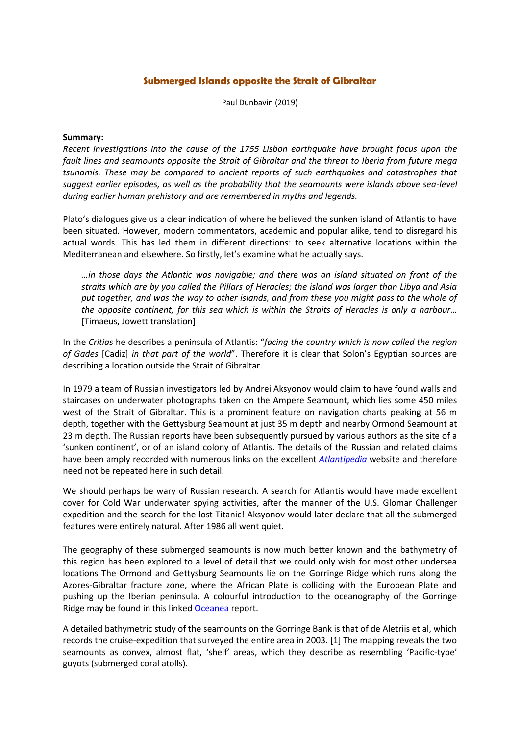# Submerged Islands opposite the Strait of Gibraltar

Paul Dunbavin (2019)

**Summary:**
*Recent investigations into the cause of the 1755 Lisbon earthquake have brought focus upon the fault lines and seamounts opposite the Strait of Gibraltar and the threat to Iberia from future mega tsunamis. These may be compared to ancient reports of such earthquakes and catastrophes that suggest earlier episodes, as well as the probability that the seamounts were islands above sea-level during earlier human prehistory and are remembered in myths and legends.*

Plato's dialogues give us a clear indication of where he believed the sunken island of Atlantis to have been situated. However, modern commentators, academic and popular alike, tend to disregard his actual words. This has led them in different directions: to seek alternative locations within the Mediterranean and elsewhere. So firstly, let's examine what he actually says.

> *…in those days the Atlantic was navigable; and there was an island situated on front of the straits which are by you called the Pillars of Heracles; the island was larger than Libya and Asia put together, and was the way to other islands, and from these you might pass to the whole of the opposite continent, for this sea which is within the Straits of Heracles is only a harbour…* [Timaeus, Jowett translation]

In the *Critias* he describes a peninsula of Atlantis: "*facing the country which is now called the region of Gades* [Cadiz] *in that part of the world*". Therefore it is clear that Solon's Egyptian sources are describing a location outside the Strait of Gibraltar.

In 1979 a team of Russian investigators led by Andrei Aksyonov would claim to have found walls and staircases on underwater photographs taken on the Ampere Seamount, which lies some 450 miles west of the Strait of Gibraltar. This is a prominent feature on navigation charts peaking at 56 m depth, together with the Gettysburg Seamount at just 35 m depth and nearby Ormond Seamount at 23 m depth. The Russian reports have been subsequently pursued by various authors as the site of a 'sunken continent', or of an island colony of Atlantis. The details of the Russian and related claims have been amply recorded with numerous links on the excellent *Atlantipedia* website and therefore need not be repeated here in such detail.

We should perhaps be wary of Russian research. A search for Atlantis would have made excellent cover for Cold War underwater spying activities, after the manner of the U.S. Glomar Challenger expedition and the search for the lost Titanic! Aksyonov would later declare that all the submerged features were entirely natural. After 1986 all went quiet.

The geography of these submerged seamounts is now much better known and the bathymetry of this region has been explored to a level of detail that we could only wish for most other undersea locations The Ormond and Gettysburg Seamounts lie on the Gorringe Ridge which runs along the Azores-Gibraltar fracture zone, where the African Plate is colliding with the European Plate and pushing up the Iberian peninsula. A colourful introduction to the oceanography of the Gorringe Ridge may be found in this linked Oceanea report.

A detailed bathymetric study of the seamounts on the Gorringe Bank is that of de Aletriis et al, which records the cruise-expedition that surveyed the entire area in 2003. [1] The mapping reveals the two seamounts as convex, almost flat, 'shelf' areas, which they describe as resembling 'Pacific-type' guyots (submerged coral atolls).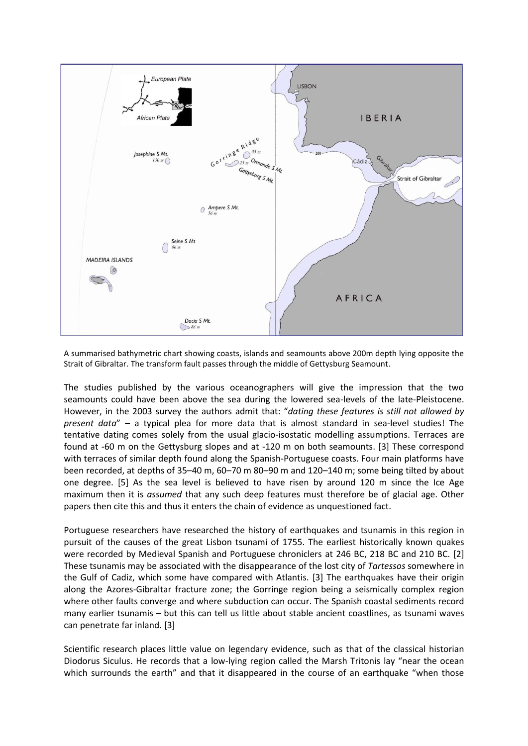A summarised bathymetric chart showing coasts, islands and seamounts above 200m depth lying opposite the Strait of Gibraltar. The transform fault passes through the middle of Gettysburg Seamount.

The studies published by the various oceanographers will give the impression that the two seamounts could have been above the sea during the lowered sea-levels of the late-Pleistocene. However, in the 2003 survey the authors admit that: "*dating these features is still not allowed by present data*" – a typical plea for more data that is almost standard in sea-level studies! The tentative dating comes solely from the usual glacio-isostatic modelling assumptions. Terraces are found at -60 m on the Gettysburg slopes and at -120 m on both seamounts. [3] These correspond with terraces of similar depth found along the Spanish-Portuguese coasts. Four main platforms have been recorded, at depths of 35–40 m, 60–70 m 80–90 m and 120–140 m; some being tilted by about one degree. [5] As the sea level is believed to have risen by around 120 m since the Ice Age maximum then it is *assumed* that any such deep features must therefore be of glacial age. Other papers then cite this and thus it enters the chain of evidence as unquestioned fact.

Portuguese researchers have researched the history of earthquakes and tsunamis in this region in pursuit of the causes of the great Lisbon tsunami of 1755. The earliest historically known quakes were recorded by Medieval Spanish and Portuguese chroniclers at 246 BC, 218 BC and 210 BC. [2] These tsunamis may be associated with the disappearance of the lost city of *Tartessos* somewhere in the Gulf of Cadiz, which some have compared with Atlantis. [3] The earthquakes have their origin along the Azores-Gibraltar fracture zone; the Gorringe region being a seismically complex region where other faults converge and where subduction can occur. The Spanish coastal sediments record many earlier tsunamis – but this can tell us little about stable ancient coastlines, as tsunami waves can penetrate far inland. [3]

Scientific research places little value on legendary evidence, such as that of the classical historian Diodorus Siculus. He records that a low-lying region called the Marsh Tritonis lay "near the ocean which surrounds the earth" and that it disappeared in the course of an earthquake "when those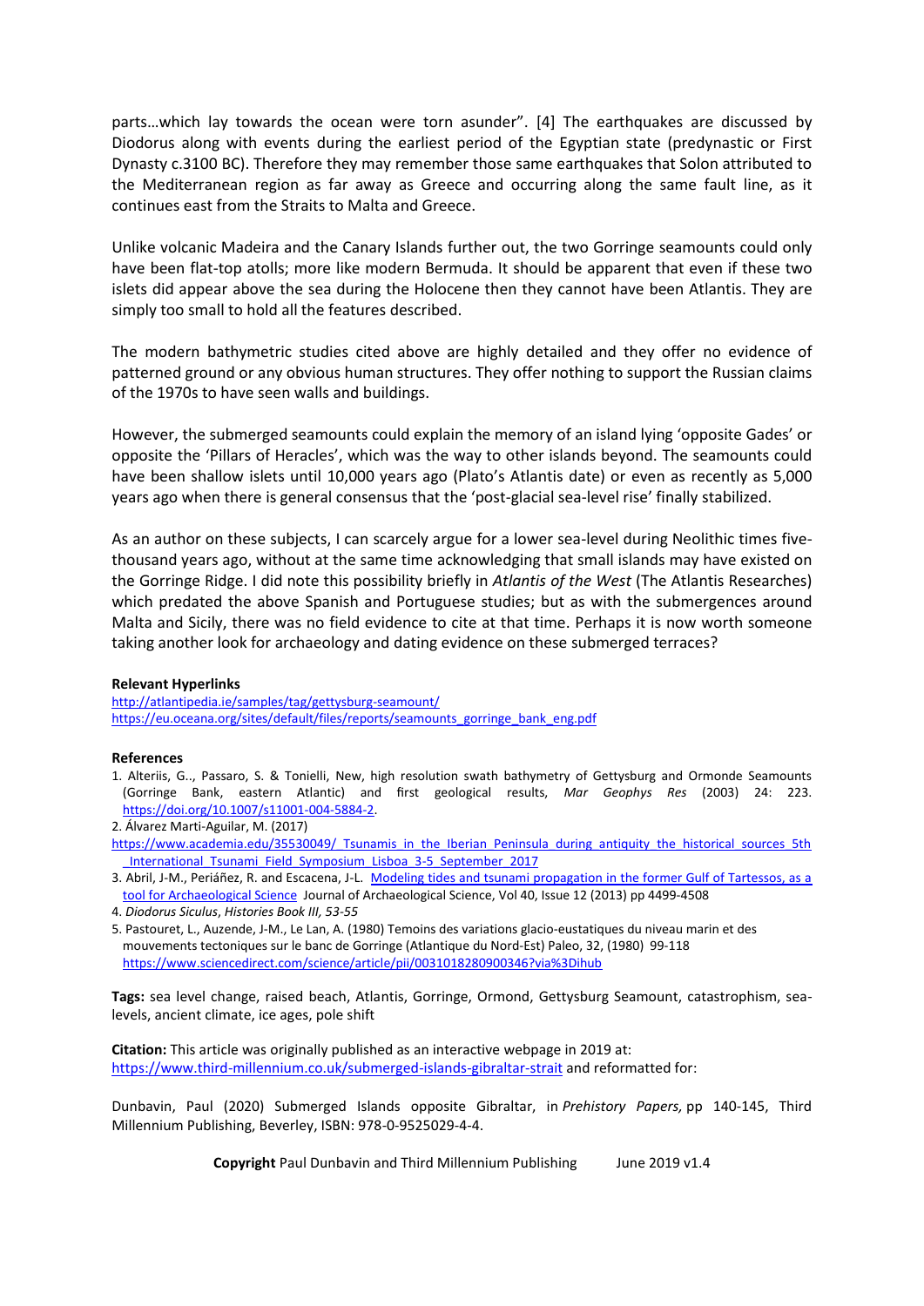parts…which lay towards the ocean were torn asunder". [4] The earthquakes are discussed by Diodorus along with events during the earliest period of the Egyptian state (predynastic or First Dynasty c.3100 BC). Therefore they may remember those same earthquakes that Solon attributed to the Mediterranean region as far away as Greece and occurring along the same fault line, as it continues east from the Straits to Malta and Greece.

Unlike volcanic Madeira and the Canary Islands further out, the two Gorringe seamounts could only have been flat-top atolls; more like modern Bermuda. It should be apparent that even if these two islets did appear above the sea during the Holocene then they cannot have been Atlantis. They are simply too small to hold all the features described.

The modern bathymetric studies cited above are highly detailed and they offer no evidence of patterned ground or any obvious human structures. They offer nothing to support the Russian claims of the 1970s to have seen walls and buildings.

However, the submerged seamounts could explain the memory of an island lying 'opposite Gades' or opposite the 'Pillars of Heracles', which was the way to other islands beyond. The seamounts could have been shallow islets until 10,000 years ago (Plato's Atlantis date) or even as recently as 5,000 years ago when there is general consensus that the 'post-glacial sea-level rise' finally stabilized.

As an author on these subjects, I can scarcely argue for a lower sea-level during Neolithic times five-thousand years ago, without at the same time acknowledging that small islands may have existed on the Gorringe Ridge. I did note this possibility briefly in *Atlantis of the West* (The Atlantis Researches) which predated the above Spanish and Portuguese studies; but as with the submergences around Malta and Sicily, there was no field evidence to cite at that time. Perhaps it is now worth someone taking another look for archaeology and dating evidence on these submerged terraces?

**Relevant Hyperlinks**

http://atlantipedia.ie/samples/tag/gettysburg-seamount/
https://eu.oceana.org/sites/default/files/reports/seamounts_gorringe_bank_eng.pdf

**References**

1. Alteriis, G.., Passaro, S. & Tonielli, New, high resolution swath bathymetry of Gettysburg and Ormonde Seamounts (Gorringe Bank, eastern Atlantic) and first geological results, *Mar Geophys Res* (2003) 24: 223. https://doi.org/10.1007/s11001-004-5884-2.
2. Álvarez Marti-Aguilar, M. (2017) https://www.academia.edu/35530049/_Tsunamis_in_the_Iberian_Peninsula_during_antiquity_the_historical_sources_5th_International_Tsunami_Field_Symposium_Lisboa_3-5_September_2017
3. Abril, J-M., Periáñez, R. and Escacena, J-L. Modeling tides and tsunami propagation in the former Gulf of Tartessos, as a tool for Archaeological Science Journal of Archaeological Science, Vol 40, Issue 12 (2013) pp 4499-4508
4. *Diodorus Siculus*, *Histories Book III, 53-55*
5. Pastouret, L., Auzende, J-M., Le Lan, A. (1980) Temoins des variations glacio-eustatiques du niveau marin et des mouvements tectoniques sur le banc de Gorringe (Atlantique du Nord-Est) Paleo, 32, (1980) 99-118 https://www.sciencedirect.com/science/article/pii/0031018280900346?via%3Dihub

**Tags:** sea level change, raised beach, Atlantis, Gorringe, Ormond, Gettysburg Seamount, catastrophism, sea-levels, ancient climate, ice ages, pole shift

**Citation:** This article was originally published as an interactive webpage in 2019 at: https://www.third-millennium.co.uk/submerged-islands-gibraltar-strait and reformatted for:

Dunbavin, Paul (2020) Submerged Islands opposite Gibraltar, in *Prehistory Papers,* pp 140-145, Third Millennium Publishing, Beverley, ISBN: 978-0-9525029-4-4.

**Copyright** Paul Dunbavin and Third Millennium Publishing June 2019 v1.4